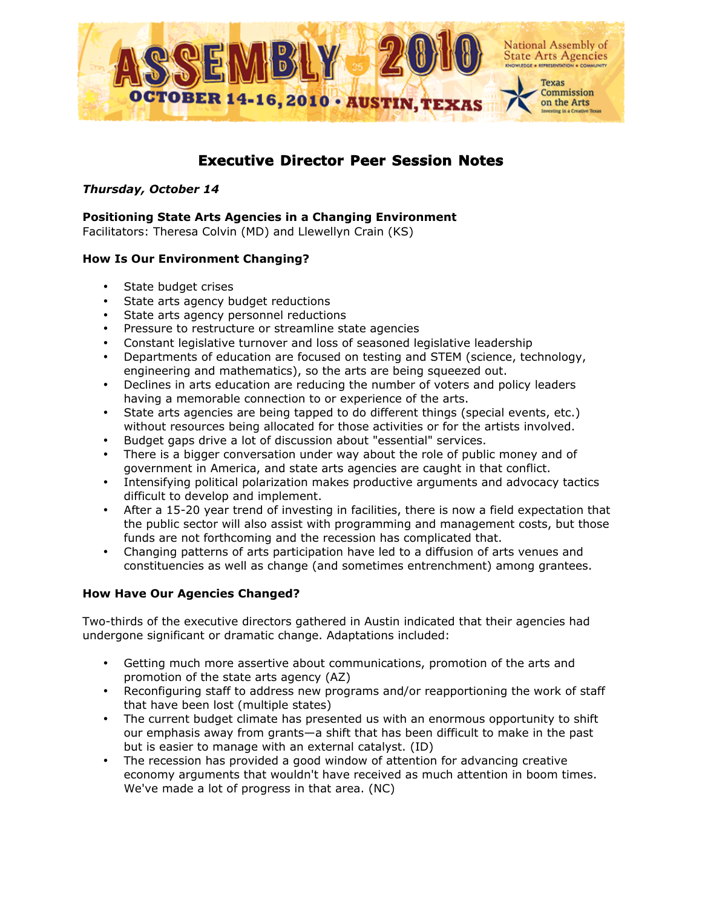# Executive Director Peer Session Notes

***Thursday, October 14***

**Positioning State Arts Agencies in a Changing Environment**
Facilitators: Theresa Colvin (MD) and Llewellyn Crain (KS)

### How Is Our Environment Changing?

- State budget crises
- State arts agency budget reductions
- State arts agency personnel reductions
- Pressure to restructure or streamline state agencies
- Constant legislative turnover and loss of seasoned legislative leadership
- Departments of education are focused on testing and STEM (science, technology, engineering and mathematics), so the arts are being squeezed out.
- Declines in arts education are reducing the number of voters and policy leaders having a memorable connection to or experience of the arts.
- State arts agencies are being tapped to do different things (special events, etc.) without resources being allocated for those activities or for the artists involved.
- Budget gaps drive a lot of discussion about "essential" services.
- There is a bigger conversation under way about the role of public money and of government in America, and state arts agencies are caught in that conflict.
- Intensifying political polarization makes productive arguments and advocacy tactics difficult to develop and implement.
- After a 15-20 year trend of investing in facilities, there is now a field expectation that the public sector will also assist with programming and management costs, but those funds are not forthcoming and the recession has complicated that.
- Changing patterns of arts participation have led to a diffusion of arts venues and constituencies as well as change (and sometimes entrenchment) among grantees.

### How Have Our Agencies Changed?

Two-thirds of the executive directors gathered in Austin indicated that their agencies had undergone significant or dramatic change. Adaptations included:

- Getting much more assertive about communications, promotion of the arts and promotion of the state arts agency (AZ)
- Reconfiguring staff to address new programs and/or reapportioning the work of staff that have been lost (multiple states)
- The current budget climate has presented us with an enormous opportunity to shift our emphasis away from grants—a shift that has been difficult to make in the past but is easier to manage with an external catalyst. (ID)
- The recession has provided a good window of attention for advancing creative economy arguments that wouldn't have received as much attention in boom times. We've made a lot of progress in that area. (NC)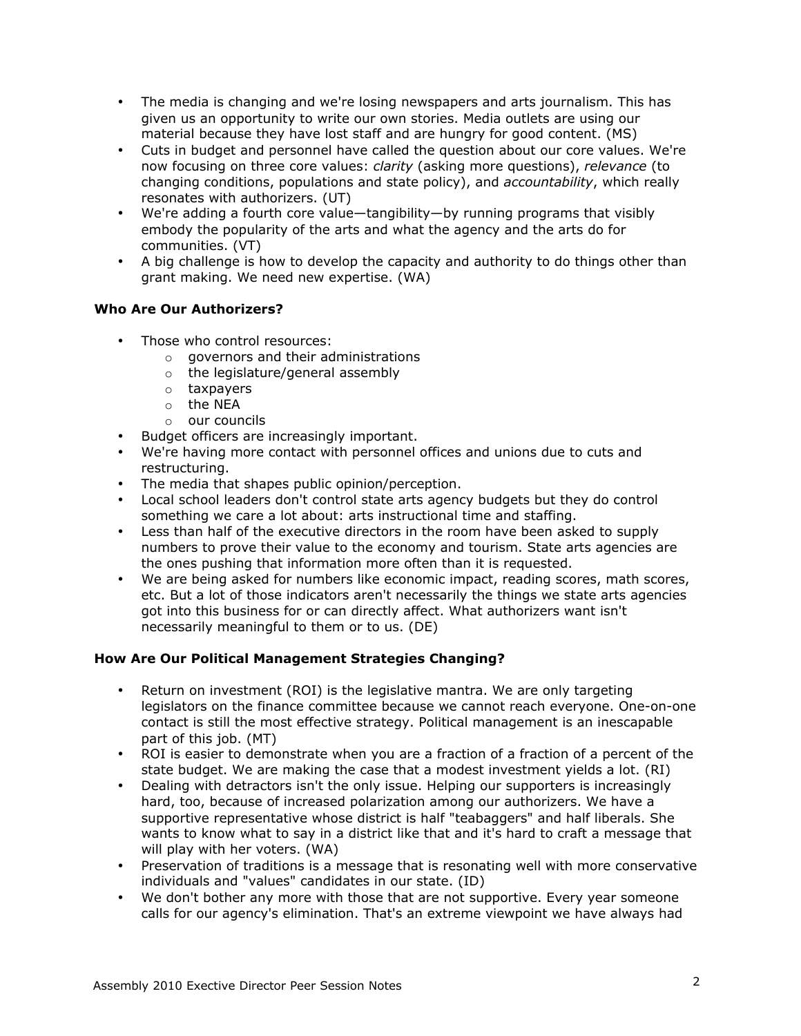- The media is changing and we're losing newspapers and arts journalism. This has given us an opportunity to write our own stories. Media outlets are using our material because they have lost staff and are hungry for good content. (MS)
- Cuts in budget and personnel have called the question about our core values. We're now focusing on three core values: *clarity* (asking more questions), *relevance* (to changing conditions, populations and state policy), and *accountability*, which really resonates with authorizers. (UT)
- We're adding a fourth core value—tangibility—by running programs that visibly embody the popularity of the arts and what the agency and the arts do for communities. (VT)
- A big challenge is how to develop the capacity and authority to do things other than grant making. We need new expertise. (WA)

**Who Are Our Authorizers?**

- Those who control resources:
  - governors and their administrations
  - the legislature/general assembly
  - taxpayers
  - the NEA
  - our councils
- Budget officers are increasingly important.
- We're having more contact with personnel offices and unions due to cuts and restructuring.
- The media that shapes public opinion/perception.
- Local school leaders don't control state arts agency budgets but they do control something we care a lot about: arts instructional time and staffing.
- Less than half of the executive directors in the room have been asked to supply numbers to prove their value to the economy and tourism. State arts agencies are the ones pushing that information more often than it is requested.
- We are being asked for numbers like economic impact, reading scores, math scores, etc. But a lot of those indicators aren't necessarily the things we state arts agencies got into this business for or can directly affect. What authorizers want isn't necessarily meaningful to them or to us. (DE)

**How Are Our Political Management Strategies Changing?**

- Return on investment (ROI) is the legislative mantra. We are only targeting legislators on the finance committee because we cannot reach everyone. One-on-one contact is still the most effective strategy. Political management is an inescapable part of this job. (MT)
- ROI is easier to demonstrate when you are a fraction of a fraction of a percent of the state budget. We are making the case that a modest investment yields a lot. (RI)
- Dealing with detractors isn't the only issue. Helping our supporters is increasingly hard, too, because of increased polarization among our authorizers. We have a supportive representative whose district is half "teabaggers" and half liberals. She wants to know what to say in a district like that and it's hard to craft a message that will play with her voters. (WA)
- Preservation of traditions is a message that is resonating well with more conservative individuals and "values" candidates in our state. (ID)
- We don't bother any more with those that are not supportive. Every year someone calls for our agency's elimination. That's an extreme viewpoint we have always had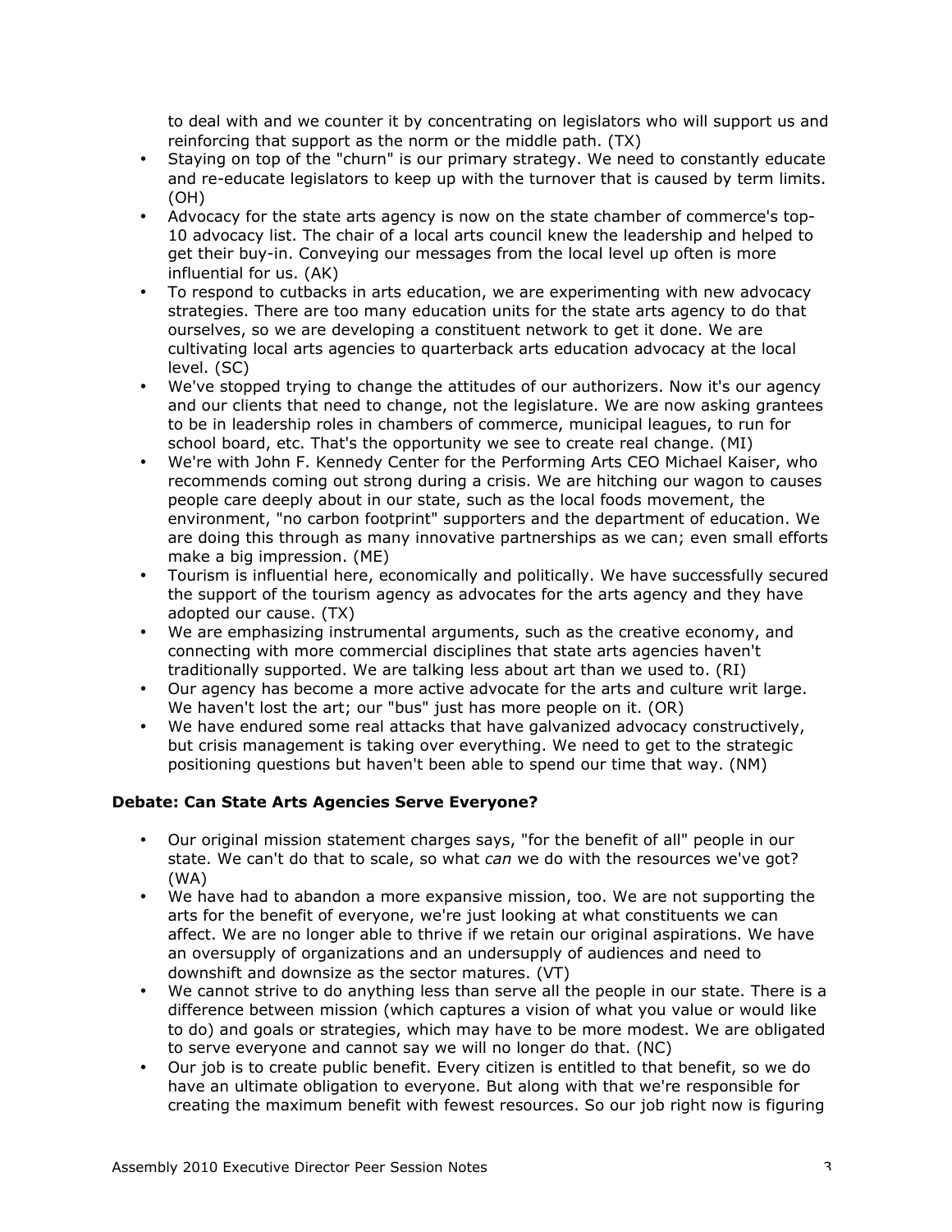to deal with and we counter it by concentrating on legislators who will support us and reinforcing that support as the norm or the middle path. (TX)

- Staying on top of the "churn" is our primary strategy. We need to constantly educate and re-educate legislators to keep up with the turnover that is caused by term limits. (OH)
- Advocacy for the state arts agency is now on the state chamber of commerce's top-10 advocacy list. The chair of a local arts council knew the leadership and helped to get their buy-in. Conveying our messages from the local level up often is more influential for us. (AK)
- To respond to cutbacks in arts education, we are experimenting with new advocacy strategies. There are too many education units for the state arts agency to do that ourselves, so we are developing a constituent network to get it done. We are cultivating local arts agencies to quarterback arts education advocacy at the local level. (SC)
- We've stopped trying to change the attitudes of our authorizers. Now it's our agency and our clients that need to change, not the legislature. We are now asking grantees to be in leadership roles in chambers of commerce, municipal leagues, to run for school board, etc. That's the opportunity we see to create real change. (MI)
- We're with John F. Kennedy Center for the Performing Arts CEO Michael Kaiser, who recommends coming out strong during a crisis. We are hitching our wagon to causes people care deeply about in our state, such as the local foods movement, the environment, "no carbon footprint" supporters and the department of education. We are doing this through as many innovative partnerships as we can; even small efforts make a big impression. (ME)
- Tourism is influential here, economically and politically. We have successfully secured the support of the tourism agency as advocates for the arts agency and they have adopted our cause. (TX)
- We are emphasizing instrumental arguments, such as the creative economy, and connecting with more commercial disciplines that state arts agencies haven't traditionally supported. We are talking less about art than we used to. (RI)
- Our agency has become a more active advocate for the arts and culture writ large. We haven't lost the art; our "bus" just has more people on it. (OR)
- We have endured some real attacks that have galvanized advocacy constructively, but crisis management is taking over everything. We need to get to the strategic positioning questions but haven't been able to spend our time that way. (NM)

**Debate: Can State Arts Agencies Serve Everyone?**

- Our original mission statement charges says, "for the benefit of all" people in our state. We can't do that to scale, so what *can* we do with the resources we've got? (WA)
- We have had to abandon a more expansive mission, too. We are not supporting the arts for the benefit of everyone, we're just looking at what constituents we can affect. We are no longer able to thrive if we retain our original aspirations. We have an oversupply of organizations and an undersupply of audiences and need to downshift and downsize as the sector matures. (VT)
- We cannot strive to do anything less than serve all the people in our state. There is a difference between mission (which captures a vision of what you value or would like to do) and goals or strategies, which may have to be more modest. We are obligated to serve everyone and cannot say we will no longer do that. (NC)
- Our job is to create public benefit. Every citizen is entitled to that benefit, so we do have an ultimate obligation to everyone. But along with that we're responsible for creating the maximum benefit with fewest resources. So our job right now is figuring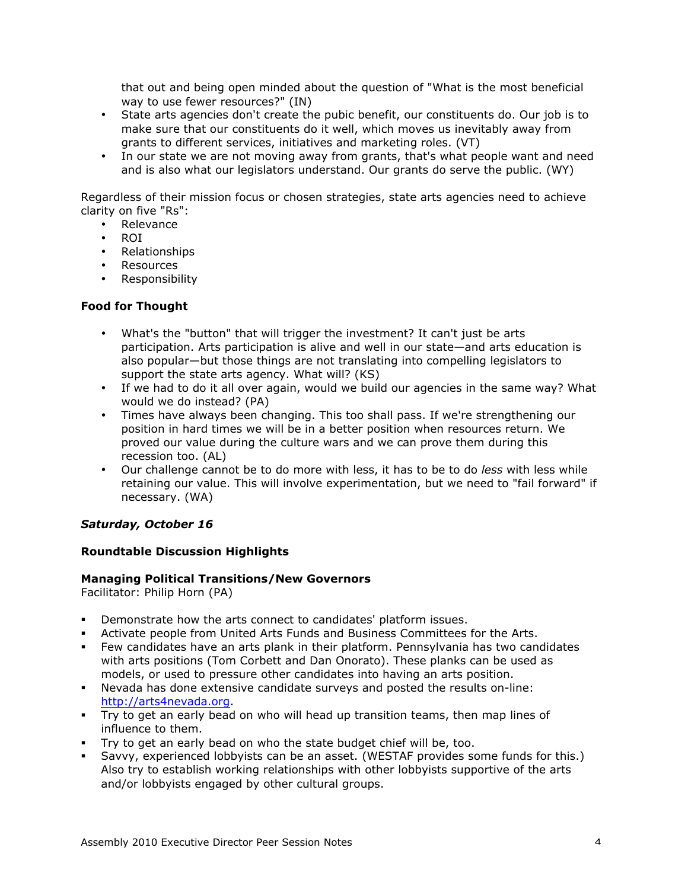that out and being open minded about the question of "What is the most beneficial way to use fewer resources?" (IN)

- State arts agencies don't create the pubic benefit, our constituents do. Our job is to make sure that our constituents do it well, which moves us inevitably away from grants to different services, initiatives and marketing roles. (VT)
- In our state we are not moving away from grants, that's what people want and need and is also what our legislators understand. Our grants do serve the public. (WY)

Regardless of their mission focus or chosen strategies, state arts agencies need to achieve clarity on five "Rs":

- Relevance
- ROI
- Relationships
- Resources
- Responsibility

**Food for Thought**

- What's the "button" that will trigger the investment? It can't just be arts participation. Arts participation is alive and well in our state—and arts education is also popular—but those things are not translating into compelling legislators to support the state arts agency. What will? (KS)
- If we had to do it all over again, would we build our agencies in the same way? What would we do instead? (PA)
- Times have always been changing. This too shall pass. If we're strengthening our position in hard times we will be in a better position when resources return. We proved our value during the culture wars and we can prove them during this recession too. (AL)
- Our challenge cannot be to do more with less, it has to be to do *less* with less while retaining our value. This will involve experimentation, but we need to "fail forward" if necessary. (WA)

***Saturday, October 16***

**Roundtable Discussion Highlights**

**Managing Political Transitions/New Governors**
Facilitator: Philip Horn (PA)

- Demonstrate how the arts connect to candidates' platform issues.
- Activate people from United Arts Funds and Business Committees for the Arts.
- Few candidates have an arts plank in their platform. Pennsylvania has two candidates with arts positions (Tom Corbett and Dan Onorato). These planks can be used as models, or used to pressure other candidates into having an arts position.
- Nevada has done extensive candidate surveys and posted the results on-line: [http://arts4nevada.org](http://arts4nevada.org).
- Try to get an early bead on who will head up transition teams, then map lines of influence to them.
- Try to get an early bead on who the state budget chief will be, too.
- Savvy, experienced lobbyists can be an asset. (WESTAF provides some funds for this.) Also try to establish working relationships with other lobbyists supportive of the arts and/or lobbyists engaged by other cultural groups.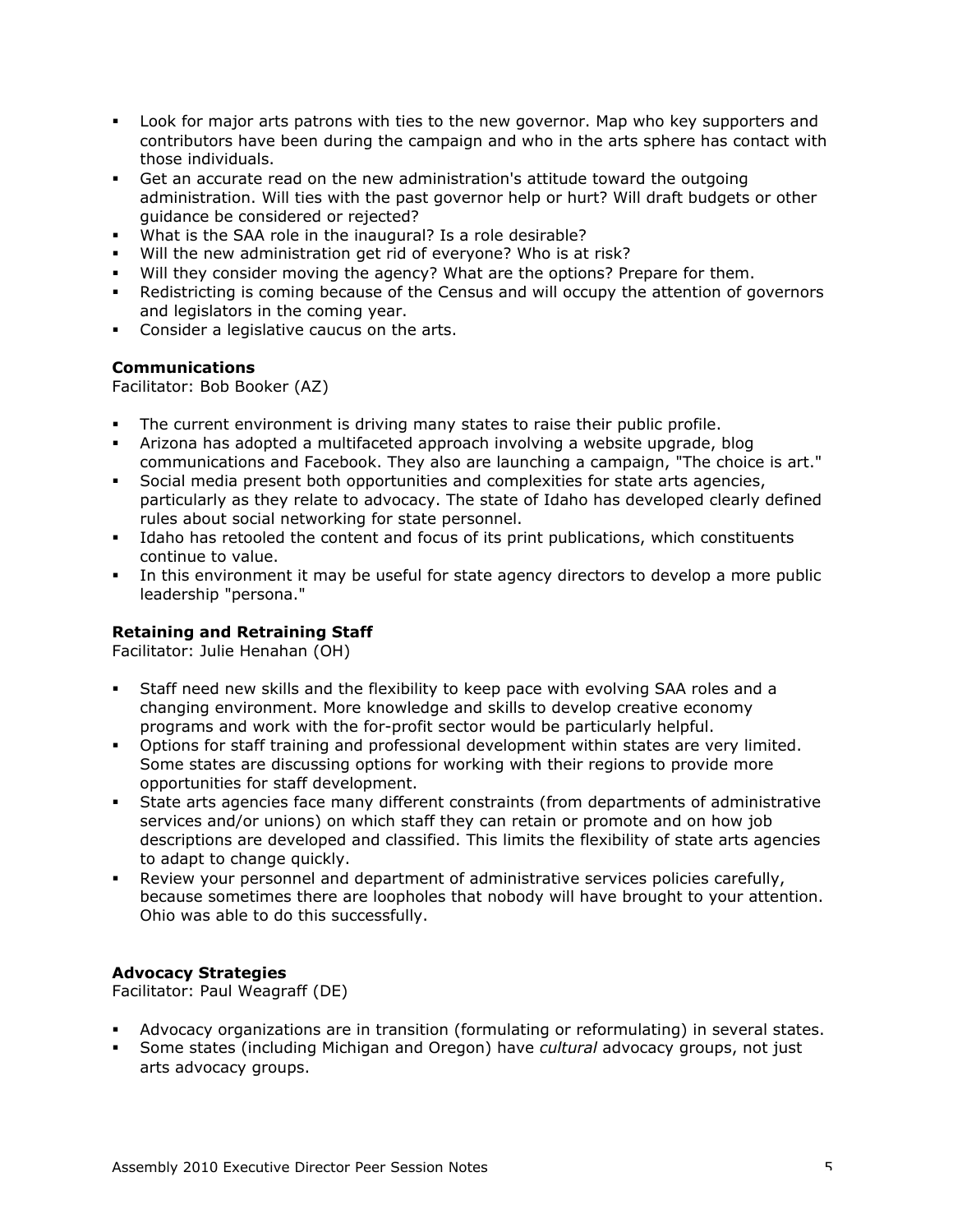- Look for major arts patrons with ties to the new governor. Map who key supporters and contributors have been during the campaign and who in the arts sphere has contact with those individuals.
- Get an accurate read on the new administration's attitude toward the outgoing administration. Will ties with the past governor help or hurt? Will draft budgets or other guidance be considered or rejected?
- What is the SAA role in the inaugural? Is a role desirable?
- Will the new administration get rid of everyone? Who is at risk?
- Will they consider moving the agency? What are the options? Prepare for them.
- Redistricting is coming because of the Census and will occupy the attention of governors and legislators in the coming year.
- Consider a legislative caucus on the arts.

**Communications**
Facilitator: Bob Booker (AZ)

- The current environment is driving many states to raise their public profile.
- Arizona has adopted a multifaceted approach involving a website upgrade, blog communications and Facebook. They also are launching a campaign, "The choice is art."
- Social media present both opportunities and complexities for state arts agencies, particularly as they relate to advocacy. The state of Idaho has developed clearly defined rules about social networking for state personnel.
- Idaho has retooled the content and focus of its print publications, which constituents continue to value.
- In this environment it may be useful for state agency directors to develop a more public leadership "persona."

**Retaining and Retraining Staff**
Facilitator: Julie Henahan (OH)

- Staff need new skills and the flexibility to keep pace with evolving SAA roles and a changing environment. More knowledge and skills to develop creative economy programs and work with the for-profit sector would be particularly helpful.
- Options for staff training and professional development within states are very limited. Some states are discussing options for working with their regions to provide more opportunities for staff development.
- State arts agencies face many different constraints (from departments of administrative services and/or unions) on which staff they can retain or promote and on how job descriptions are developed and classified. This limits the flexibility of state arts agencies to adapt to change quickly.
- Review your personnel and department of administrative services policies carefully, because sometimes there are loopholes that nobody will have brought to your attention. Ohio was able to do this successfully.

**Advocacy Strategies**
Facilitator: Paul Weagraff (DE)

- Advocacy organizations are in transition (formulating or reformulating) in several states.
- Some states (including Michigan and Oregon) have *cultural* advocacy groups, not just arts advocacy groups.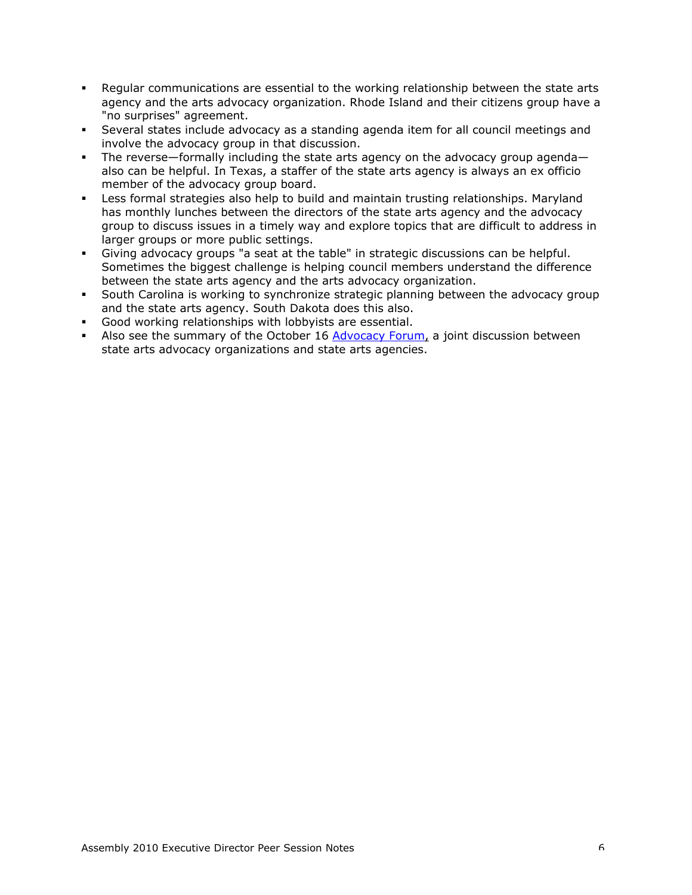- Regular communications are essential to the working relationship between the state arts agency and the arts advocacy organization. Rhode Island and their citizens group have a "no surprises" agreement.
- Several states include advocacy as a standing agenda item for all council meetings and involve the advocacy group in that discussion.
- The reverse—formally including the state arts agency on the advocacy group agenda—also can be helpful. In Texas, a staffer of the state arts agency is always an ex officio member of the advocacy group board.
- Less formal strategies also help to build and maintain trusting relationships. Maryland has monthly lunches between the directors of the state arts agency and the advocacy group to discuss issues in a timely way and explore topics that are difficult to address in larger groups or more public settings.
- Giving advocacy groups "a seat at the table" in strategic discussions can be helpful. Sometimes the biggest challenge is helping council members understand the difference between the state arts agency and the arts advocacy organization.
- South Carolina is working to synchronize strategic planning between the advocacy group and the state arts agency. South Dakota does this also.
- Good working relationships with lobbyists are essential.
- Also see the summary of the October 16 Advocacy Forum, a joint discussion between state arts advocacy organizations and state arts agencies.